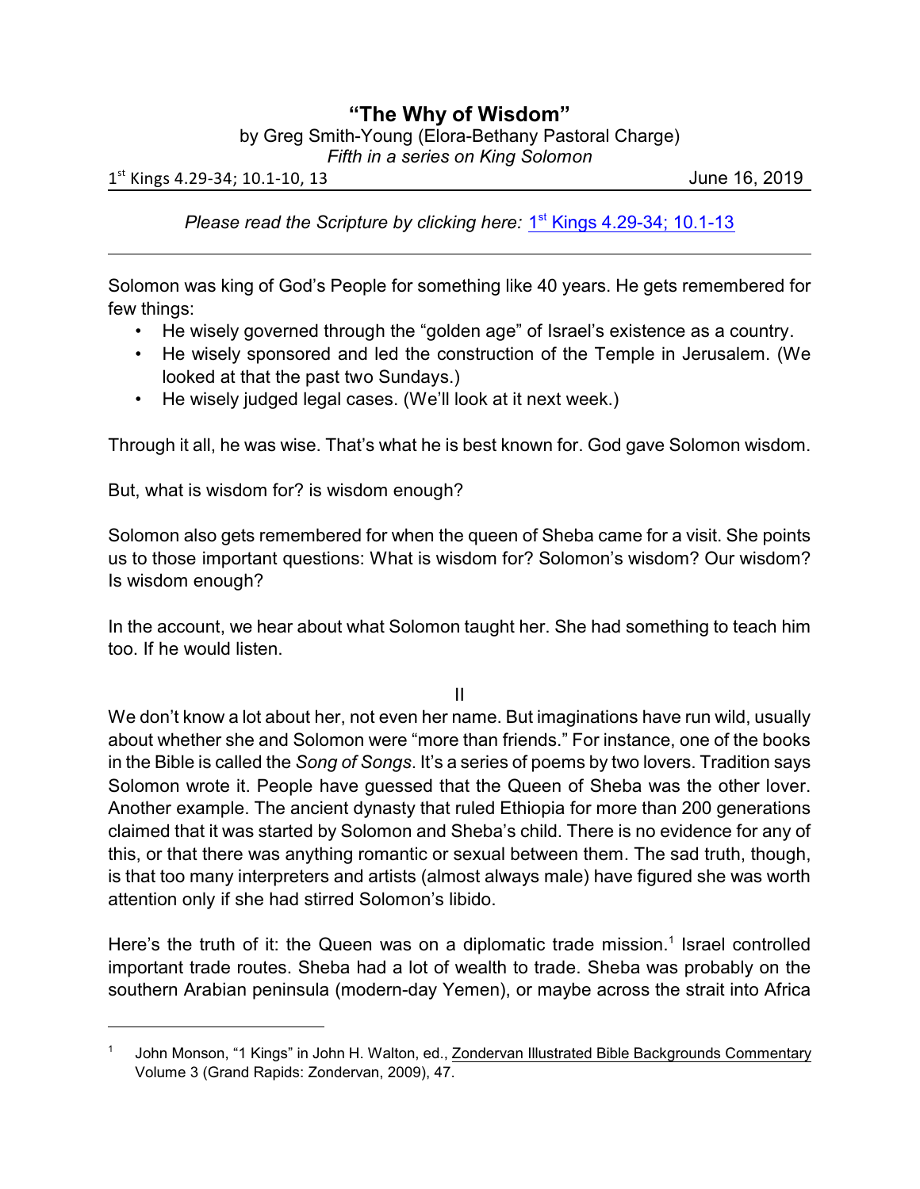# "The Why of Wisdom"

by Greg Smith-Young (Elora-Bethany Pastoral Charge)

*Fifth in a series on King Solomon*

1st Kings 4.29-34; 10.1-10, 13 — June 16, 2019

*Please read the Scripture by clicking here:* [1st Kings 4.29-34; 10.1-13]()

---

Solomon was king of God's People for something like 40 years. He gets remembered for few things:

- He wisely governed through the "golden age" of Israel's existence as a country.
- He wisely sponsored and led the construction of the Temple in Jerusalem. (We looked at that the past two Sundays.)
- He wisely judged legal cases. (We'll look at it next week.)

Through it all, he was wise. That's what he is best known for. God gave Solomon wisdom.

But, what is wisdom for? is wisdom enough?

Solomon also gets remembered for when the queen of Sheba came for a visit. She points us to those important questions: What is wisdom for? Solomon's wisdom? Our wisdom? Is wisdom enough?

In the account, we hear about what Solomon taught her. She had something to teach him too. If he would listen.

II

We don't know a lot about her, not even her name. But imaginations have run wild, usually about whether she and Solomon were "more than friends." For instance, one of the books in the Bible is called the *Song of Songs*. It's a series of poems by two lovers. Tradition says Solomon wrote it. People have guessed that the Queen of Sheba was the other lover. Another example. The ancient dynasty that ruled Ethiopia for more than 200 generations claimed that it was started by Solomon and Sheba's child. There is no evidence for any of this, or that there was anything romantic or sexual between them. The sad truth, though, is that too many interpreters and artists (almost always male) have figured she was worth attention only if she had stirred Solomon's libido.

Here's the truth of it: the Queen was on a diplomatic trade mission.[1] Israel controlled important trade routes. Sheba had a lot of wealth to trade. Sheba was probably on the southern Arabian peninsula (modern-day Yemen), or maybe across the strait into Africa

---

[1] John Monson, "1 Kings" in John H. Walton, ed., Zondervan Illustrated Bible Backgrounds Commentary Volume 3 (Grand Rapids: Zondervan, 2009), 47.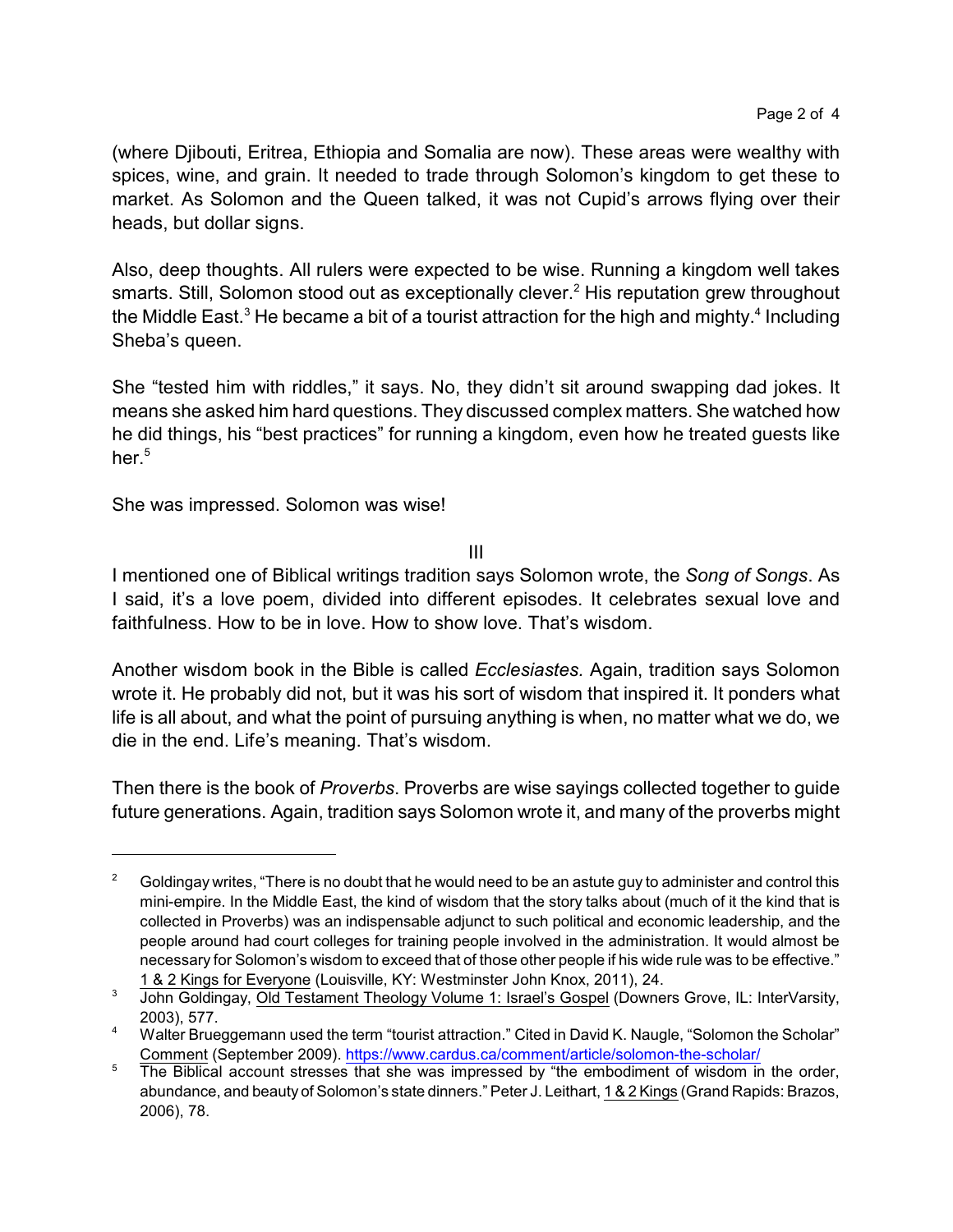(where Djibouti, Eritrea, Ethiopia and Somalia are now). These areas were wealthy with spices, wine, and grain. It needed to trade through Solomon's kingdom to get these to market. As Solomon and the Queen talked, it was not Cupid's arrows flying over their heads, but dollar signs.

Also, deep thoughts. All rulers were expected to be wise. Running a kingdom well takes smarts. Still, Solomon stood out as exceptionally clever.[2] His reputation grew throughout the Middle East.[3] He became a bit of a tourist attraction for the high and mighty.[4] Including Sheba's queen.

She "tested him with riddles," it says. No, they didn't sit around swapping dad jokes. It means she asked him hard questions. They discussed complex matters. She watched how he did things, his "best practices" for running a kingdom, even how he treated guests like her.[5]

She was impressed. Solomon was wise!

III

I mentioned one of Biblical writings tradition says Solomon wrote, the *Song of Songs*. As I said, it's a love poem, divided into different episodes. It celebrates sexual love and faithfulness. How to be in love. How to show love. That's wisdom.

Another wisdom book in the Bible is called *Ecclesiastes.* Again, tradition says Solomon wrote it. He probably did not, but it was his sort of wisdom that inspired it. It ponders what life is all about, and what the point of pursuing anything is when, no matter what we do, we die in the end. Life's meaning. That's wisdom.

Then there is the book of *Proverbs*. Proverbs are wise sayings collected together to guide future generations. Again, tradition says Solomon wrote it, and many of the proverbs might

---

[2] Goldingay writes, "There is no doubt that he would need to be an astute guy to administer and control this mini-empire. In the Middle East, the kind of wisdom that the story talks about (much of it the kind that is collected in Proverbs) was an indispensable adjunct to such political and economic leadership, and the people around had court colleges for training people involved in the administration. It would almost be necessary for Solomon's wisdom to exceed that of those other people if his wide rule was to be effective." 1 & 2 Kings for Everyone (Louisville, KY: Westminster John Knox, 2011), 24.

[3] John Goldingay, Old Testament Theology Volume 1: Israel's Gospel (Downers Grove, IL: InterVarsity, 2003), 577.

[4] Walter Brueggemann used the term "tourist attraction." Cited in David K. Naugle, "Solomon the Scholar" Comment (September 2009). https://www.cardus.ca/comment/article/solomon-the-scholar/

[5] The Biblical account stresses that she was impressed by "the embodiment of wisdom in the order, abundance, and beauty of Solomon's state dinners." Peter J. Leithart, 1 & 2 Kings (Grand Rapids: Brazos, 2006), 78.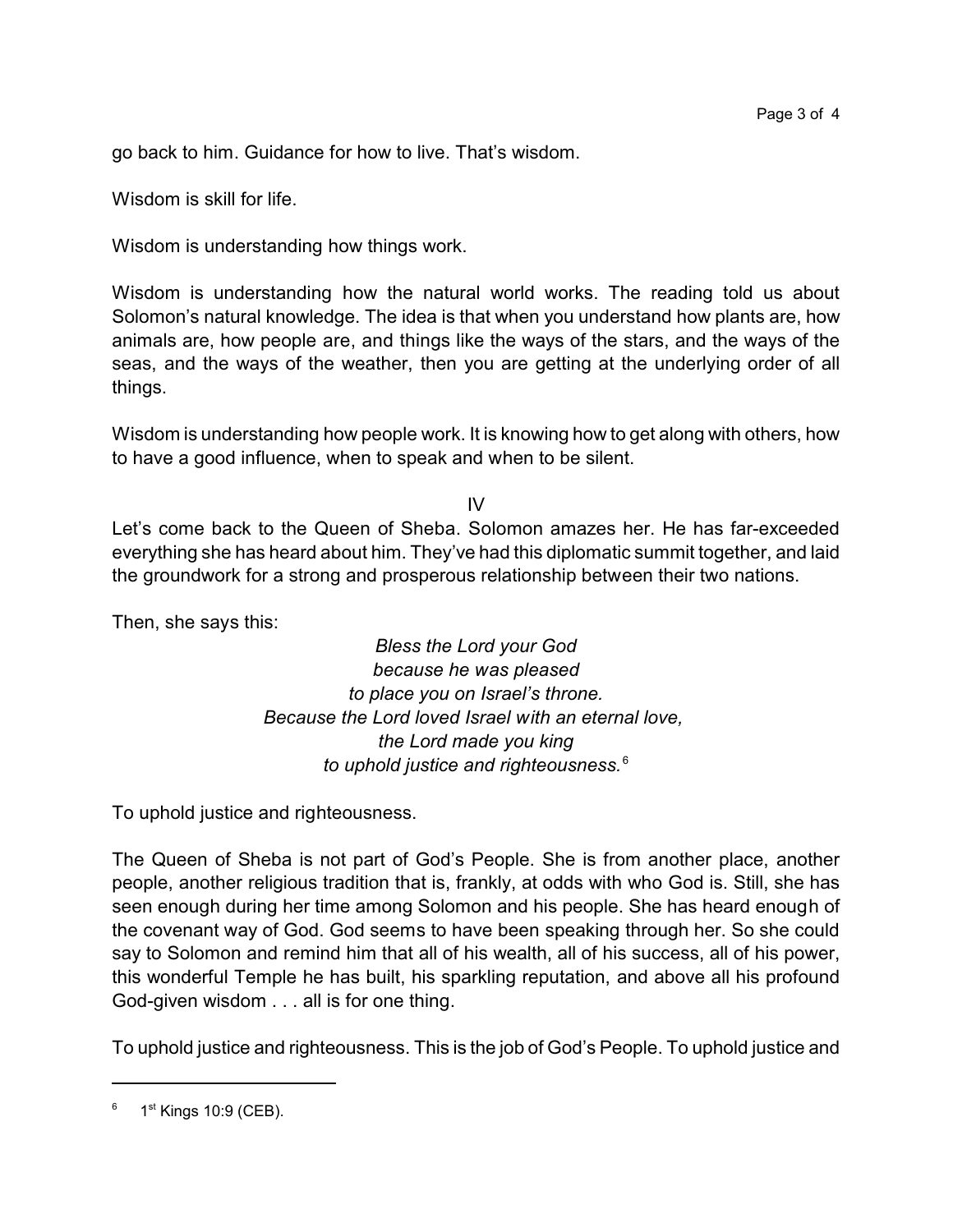go back to him. Guidance for how to live. That's wisdom.

Wisdom is skill for life.

Wisdom is understanding how things work.

Wisdom is understanding how the natural world works. The reading told us about Solomon's natural knowledge. The idea is that when you understand how plants are, how animals are, how people are, and things like the ways of the stars, and the ways of the seas, and the ways of the weather, then you are getting at the underlying order of all things.

Wisdom is understanding how people work. It is knowing how to get along with others, how to have a good influence, when to speak and when to be silent.

## IV

Let's come back to the Queen of Sheba. Solomon amazes her. He has far-exceeded everything she has heard about him. They've had this diplomatic summit together, and laid the groundwork for a strong and prosperous relationship between their two nations.

Then, she says this:

*Bless the Lord your God*
*because he was pleased*
*to place you on Israel's throne.*
*Because the Lord loved Israel with an eternal love,*
*the Lord made you king*
*to uphold justice and righteousness.*[6]

To uphold justice and righteousness.

The Queen of Sheba is not part of God's People. She is from another place, another people, another religious tradition that is, frankly, at odds with who God is. Still, she has seen enough during her time among Solomon and his people. She has heard enough of the covenant way of God. God seems to have been speaking through her. So she could say to Solomon and remind him that all of his wealth, all of his success, all of his power, this wonderful Temple he has built, his sparkling reputation, and above all his profound God-given wisdom . . . all is for one thing.

To uphold justice and righteousness. This is the job of God's People. To uphold justice and

---

[6] 1st Kings 10:9 (CEB).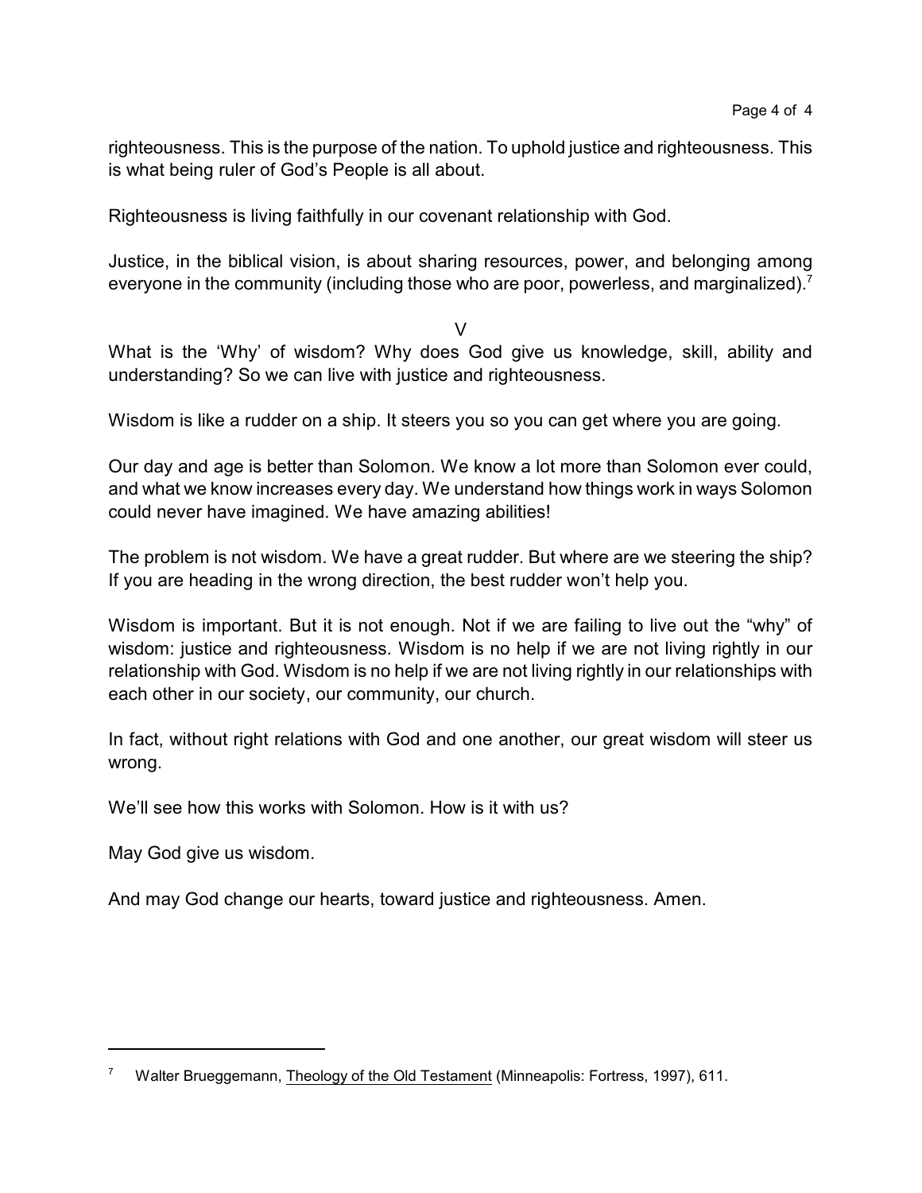righteousness. This is the purpose of the nation. To uphold justice and righteousness. This is what being ruler of God's People is all about.

Righteousness is living faithfully in our covenant relationship with God.

Justice, in the biblical vision, is about sharing resources, power, and belonging among everyone in the community (including those who are poor, powerless, and marginalized).[7]

V

What is the 'Why' of wisdom? Why does God give us knowledge, skill, ability and understanding? So we can live with justice and righteousness.

Wisdom is like a rudder on a ship. It steers you so you can get where you are going.

Our day and age is better than Solomon. We know a lot more than Solomon ever could, and what we know increases every day. We understand how things work in ways Solomon could never have imagined. We have amazing abilities!

The problem is not wisdom. We have a great rudder. But where are we steering the ship? If you are heading in the wrong direction, the best rudder won't help you.

Wisdom is important. But it is not enough. Not if we are failing to live out the "why" of wisdom: justice and righteousness. Wisdom is no help if we are not living rightly in our relationship with God. Wisdom is no help if we are not living rightly in our relationships with each other in our society, our community, our church.

In fact, without right relations with God and one another, our great wisdom will steer us wrong.

We'll see how this works with Solomon. How is it with us?

May God give us wisdom.

And may God change our hearts, toward justice and righteousness. Amen.

---

[7] Walter Brueggemann, Theology of the Old Testament (Minneapolis: Fortress, 1997), 611.